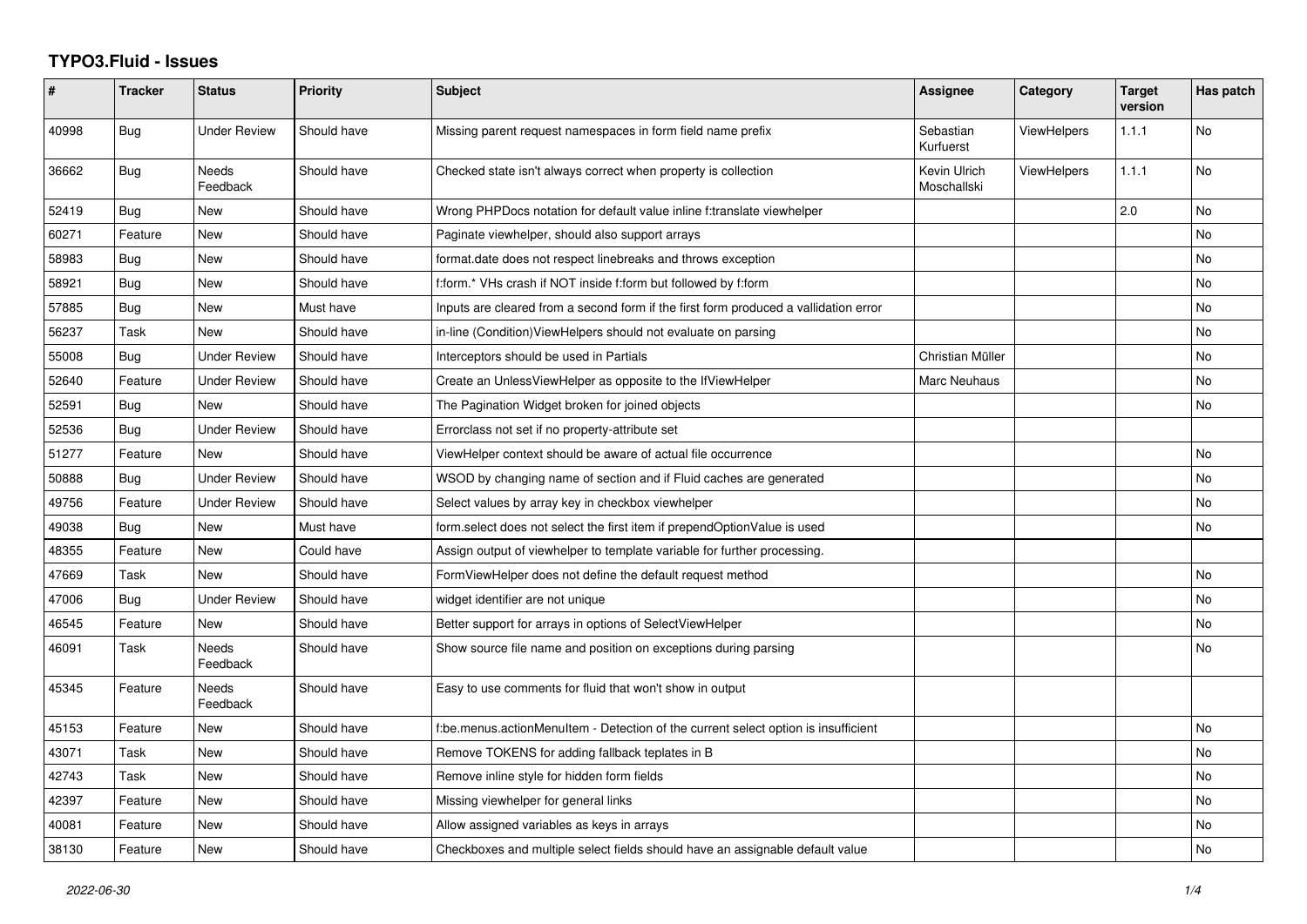# TYPO3.Fluid - Issues

| # | Tracker | Status | Priority | Subject | Assignee | Category | Target version | Has patch |
|---|---|---|---|---|---|---|---|---|
| 40998 | Bug | Under Review | Should have | Missing parent request namespaces in form field name prefix | Sebastian Kurfuerst | ViewHelpers | 1.1.1 | No |
| 36662 | Bug | Needs Feedback | Should have | Checked state isn't always correct when property is collection | Kevin Ulrich Moschallski | ViewHelpers | 1.1.1 | No |
| 52419 | Bug | New | Should have | Wrong PHPDocs notation for default value inline f:translate viewhelper | | | 2.0 | No |
| 60271 | Feature | New | Should have | Paginate viewhelper, should also support arrays | | | | No |
| 58983 | Bug | New | Should have | format.date does not respect linebreaks and throws exception | | | | No |
| 58921 | Bug | New | Should have | f:form.* VHs crash if NOT inside f:form but followed by f:form | | | | No |
| 57885 | Bug | New | Must have | Inputs are cleared from a second form if the first form produced a vallidation error | | | | No |
| 56237 | Task | New | Should have | in-line (Condition)ViewHelpers should not evaluate on parsing | | | | No |
| 55008 | Bug | Under Review | Should have | Interceptors should be used in Partials | Christian Müller | | | No |
| 52640 | Feature | Under Review | Should have | Create an UnlessViewHelper as opposite to the IfViewHelper | Marc Neuhaus | | | No |
| 52591 | Bug | New | Should have | The Pagination Widget broken for joined objects | | | | No |
| 52536 | Bug | Under Review | Should have | Errorclass not set if no property-attribute set | | | | |
| 51277 | Feature | New | Should have | ViewHelper context should be aware of actual file occurrence | | | | No |
| 50888 | Bug | Under Review | Should have | WSOD by changing name of section and if Fluid caches are generated | | | | No |
| 49756 | Feature | Under Review | Should have | Select values by array key in checkbox viewhelper | | | | No |
| 49038 | Bug | New | Must have | form.select does not select the first item if prependOptionValue is used | | | | No |
| 48355 | Feature | New | Could have | Assign output of viewhelper to template variable for further processing. | | | | |
| 47669 | Task | New | Should have | FormViewHelper does not define the default request method | | | | No |
| 47006 | Bug | Under Review | Should have | widget identifier are not unique | | | | No |
| 46545 | Feature | New | Should have | Better support for arrays in options of SelectViewHelper | | | | No |
| 46091 | Task | Needs Feedback | Should have | Show source file name and position on exceptions during parsing | | | | No |
| 45345 | Feature | Needs Feedback | Should have | Easy to use comments for fluid that won't show in output | | | | |
| 45153 | Feature | New | Should have | f:be.menus.actionMenuItem - Detection of the current select option is insufficient | | | | No |
| 43071 | Task | New | Should have | Remove TOKENS for adding fallback teplates in B | | | | No |
| 42743 | Task | New | Should have | Remove inline style for hidden form fields | | | | No |
| 42397 | Feature | New | Should have | Missing viewhelper for general links | | | | No |
| 40081 | Feature | New | Should have | Allow assigned variables as keys in arrays | | | | No |
| 38130 | Feature | New | Should have | Checkboxes and multiple select fields should have an assignable default value | | | | No |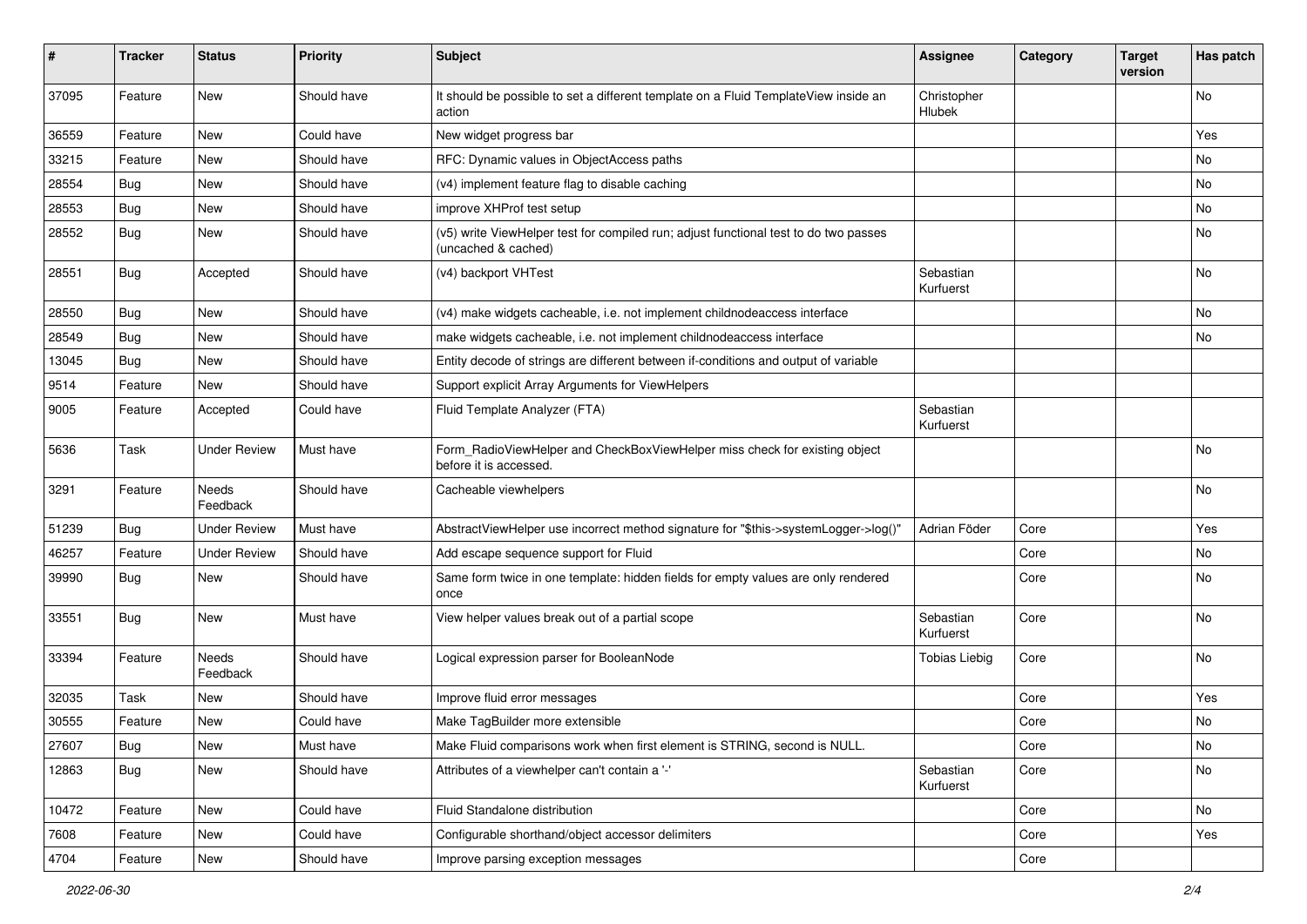| # | Tracker | Status | Priority | Subject | Assignee | Category | Target version | Has patch |
|---|---|---|---|---|---|---|---|---|
| 37095 | Feature | New | Should have | It should be possible to set a different template on a Fluid TemplateView inside an action | Christopher Hlubek | | | No |
| 36559 | Feature | New | Could have | New widget progress bar | | | | Yes |
| 33215 | Feature | New | Should have | RFC: Dynamic values in ObjectAccess paths | | | | No |
| 28554 | Bug | New | Should have | (v4) implement feature flag to disable caching | | | | No |
| 28553 | Bug | New | Should have | improve XHProf test setup | | | | No |
| 28552 | Bug | New | Should have | (v5) write ViewHelper test for compiled run; adjust functional test to do two passes (uncached & cached) | | | | No |
| 28551 | Bug | Accepted | Should have | (v4) backport VHTest | Sebastian Kurfuerst | | | No |
| 28550 | Bug | New | Should have | (v4) make widgets cacheable, i.e. not implement childnodeaccess interface | | | | No |
| 28549 | Bug | New | Should have | make widgets cacheable, i.e. not implement childnodeaccess interface | | | | No |
| 13045 | Bug | New | Should have | Entity decode of strings are different between if-conditions and output of variable | | | | |
| 9514 | Feature | New | Should have | Support explicit Array Arguments for ViewHelpers | | | | |
| 9005 | Feature | Accepted | Could have | Fluid Template Analyzer (FTA) | Sebastian Kurfuerst | | | |
| 5636 | Task | Under Review | Must have | Form_RadioViewHelper and CheckBoxViewHelper miss check for existing object before it is accessed. | | | | No |
| 3291 | Feature | Needs Feedback | Should have | Cacheable viewhelpers | | | | No |
| 51239 | Bug | Under Review | Must have | AbstractViewHelper use incorrect method signature for "$this->systemLogger->log()" | Adrian Föder | Core | | Yes |
| 46257 | Feature | Under Review | Should have | Add escape sequence support for Fluid | | Core | | No |
| 39990 | Bug | New | Should have | Same form twice in one template: hidden fields for empty values are only rendered once | | Core | | No |
| 33551 | Bug | New | Must have | View helper values break out of a partial scope | Sebastian Kurfuerst | Core | | No |
| 33394 | Feature | Needs Feedback | Should have | Logical expression parser for BooleanNode | Tobias Liebig | Core | | No |
| 32035 | Task | New | Should have | Improve fluid error messages | | Core | | Yes |
| 30555 | Feature | New | Could have | Make TagBuilder more extensible | | Core | | No |
| 27607 | Bug | New | Must have | Make Fluid comparisons work when first element is STRING, second is NULL. | | Core | | No |
| 12863 | Bug | New | Should have | Attributes of a viewhelper can't contain a '-' | Sebastian Kurfuerst | Core | | No |
| 10472 | Feature | New | Could have | Fluid Standalone distribution | | Core | | No |
| 7608 | Feature | New | Could have | Configurable shorthand/object accessor delimiters | | Core | | Yes |
| 4704 | Feature | New | Should have | Improve parsing exception messages | | Core | | |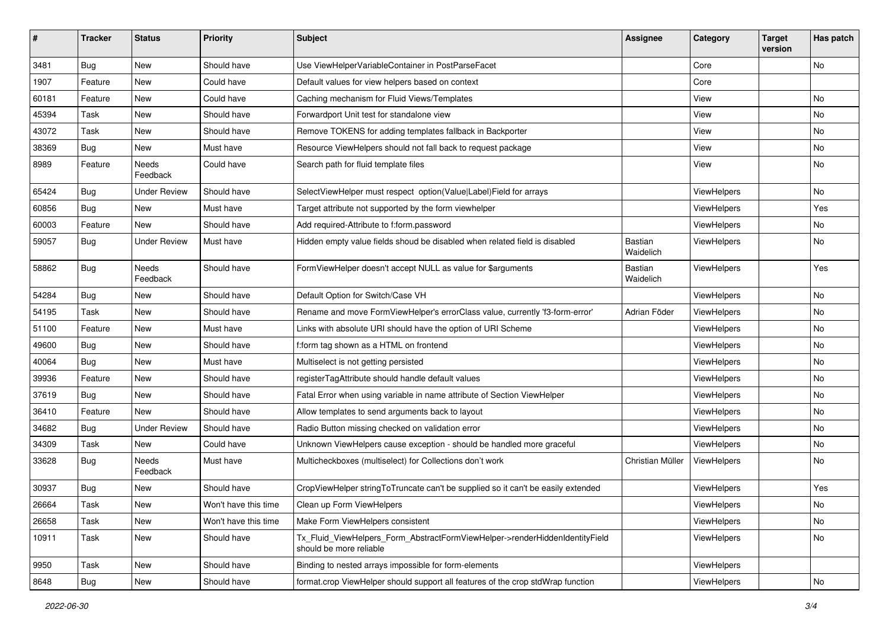| # | Tracker | Status | Priority | Subject | Assignee | Category | Target version | Has patch |
|---|---|---|---|---|---|---|---|---|
| 3481 | Bug | New | Should have | Use ViewHelperVariableContainer in PostParseFacet | | Core | | No |
| 1907 | Feature | New | Could have | Default values for view helpers based on context | | Core | | |
| 60181 | Feature | New | Could have | Caching mechanism for Fluid Views/Templates | | View | | No |
| 45394 | Task | New | Should have | Forwardport Unit test for standalone view | | View | | No |
| 43072 | Task | New | Should have | Remove TOKENS for adding templates fallback in Backporter | | View | | No |
| 38369 | Bug | New | Must have | Resource ViewHelpers should not fall back to request package | | View | | No |
| 8989 | Feature | Needs Feedback | Could have | Search path for fluid template files | | View | | No |
| 65424 | Bug | Under Review | Should have | SelectViewHelper must respect option(Value\|Label)Field for arrays | | ViewHelpers | | No |
| 60856 | Bug | New | Must have | Target attribute not supported by the form viewhelper | | ViewHelpers | | Yes |
| 60003 | Feature | New | Should have | Add required-Attribute to f:form.password | | ViewHelpers | | No |
| 59057 | Bug | Under Review | Must have | Hidden empty value fields shoud be disabled when related field is disabled | Bastian Waidelich | ViewHelpers | | No |
| 58862 | Bug | Needs Feedback | Should have | FormViewHelper doesn't accept NULL as value for $arguments | Bastian Waidelich | ViewHelpers | | Yes |
| 54284 | Bug | New | Should have | Default Option for Switch/Case VH | | ViewHelpers | | No |
| 54195 | Task | New | Should have | Rename and move FormViewHelper's errorClass value, currently 'f3-form-error' | Adrian Föder | ViewHelpers | | No |
| 51100 | Feature | New | Must have | Links with absolute URI should have the option of URI Scheme | | ViewHelpers | | No |
| 49600 | Bug | New | Should have | f:form tag shown as a HTML on frontend | | ViewHelpers | | No |
| 40064 | Bug | New | Must have | Multiselect is not getting persisted | | ViewHelpers | | No |
| 39936 | Feature | New | Should have | registerTagAttribute should handle default values | | ViewHelpers | | No |
| 37619 | Bug | New | Should have | Fatal Error when using variable in name attribute of Section ViewHelper | | ViewHelpers | | No |
| 36410 | Feature | New | Should have | Allow templates to send arguments back to layout | | ViewHelpers | | No |
| 34682 | Bug | Under Review | Should have | Radio Button missing checked on validation error | | ViewHelpers | | No |
| 34309 | Task | New | Could have | Unknown ViewHelpers cause exception - should be handled more graceful | | ViewHelpers | | No |
| 33628 | Bug | Needs Feedback | Must have | Multicheckboxes (multiselect) for Collections don't work | Christian Müller | ViewHelpers | | No |
| 30937 | Bug | New | Should have | CropViewHelper stringToTruncate can't be supplied so it can't be easily extended | | ViewHelpers | | Yes |
| 26664 | Task | New | Won't have this time | Clean up Form ViewHelpers | | ViewHelpers | | No |
| 26658 | Task | New | Won't have this time | Make Form ViewHelpers consistent | | ViewHelpers | | No |
| 10911 | Task | New | Should have | Tx_Fluid_ViewHelpers_Form_AbstractFormViewHelper->renderHiddenIdentityField should be more reliable | | ViewHelpers | | No |
| 9950 | Task | New | Should have | Binding to nested arrays impossible for form-elements | | ViewHelpers | | |
| 8648 | Bug | New | Should have | format.crop ViewHelper should support all features of the crop stdWrap function | | ViewHelpers | | No |

*2022-06-30*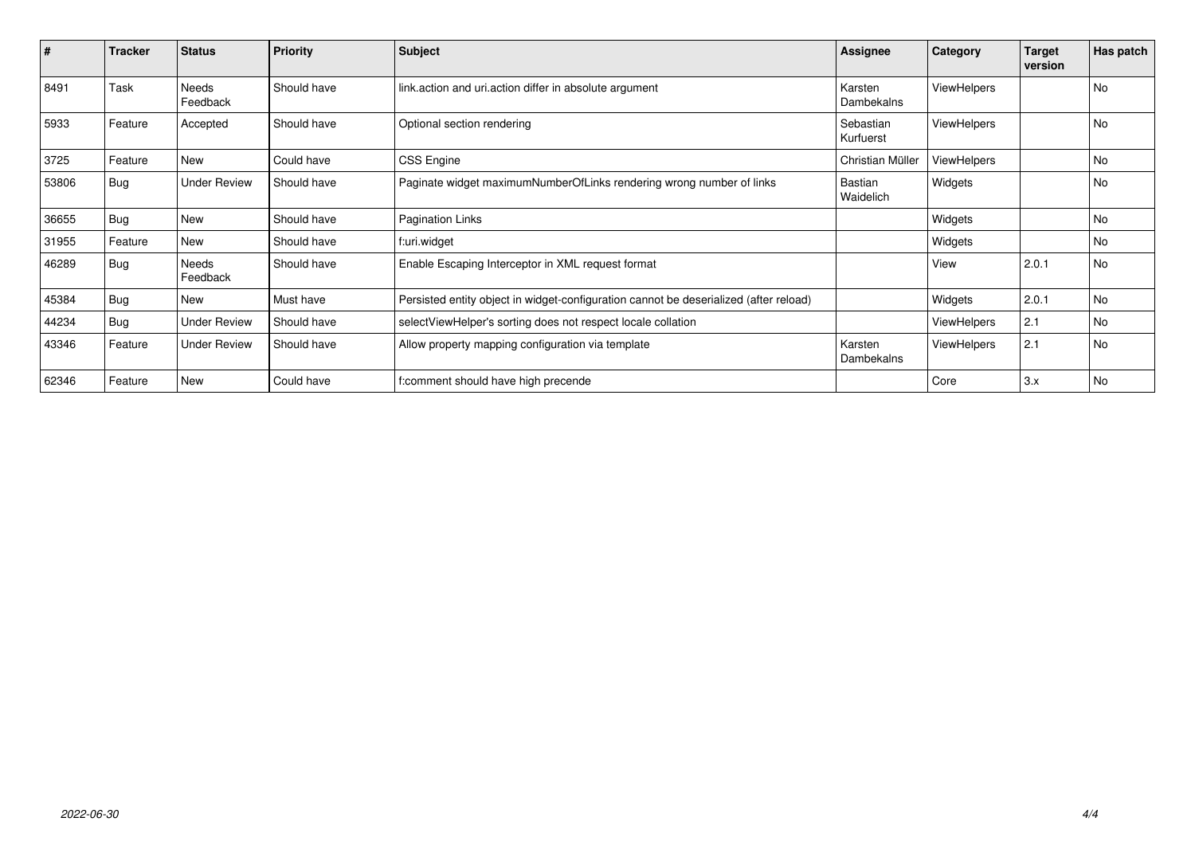| # | Tracker | Status | Priority | Subject | Assignee | Category | Target version | Has patch |
|---|---|---|---|---|---|---|---|---|
| 8491 | Task | Needs Feedback | Should have | link.action and uri.action differ in absolute argument | Karsten Dambekalns | ViewHelpers | | No |
| 5933 | Feature | Accepted | Should have | Optional section rendering | Sebastian Kurfuerst | ViewHelpers | | No |
| 3725 | Feature | New | Could have | CSS Engine | Christian Müller | ViewHelpers | | No |
| 53806 | Bug | Under Review | Should have | Paginate widget maximumNumberOfLinks rendering wrong number of links | Bastian Waidelich | Widgets | | No |
| 36655 | Bug | New | Should have | Pagination Links | | Widgets | | No |
| 31955 | Feature | New | Should have | f:uri.widget | | Widgets | | No |
| 46289 | Bug | Needs Feedback | Should have | Enable Escaping Interceptor in XML request format | | View | 2.0.1 | No |
| 45384 | Bug | New | Must have | Persisted entity object in widget-configuration cannot be deserialized (after reload) | | Widgets | 2.0.1 | No |
| 44234 | Bug | Under Review | Should have | selectViewHelper's sorting does not respect locale collation | | ViewHelpers | 2.1 | No |
| 43346 | Feature | Under Review | Should have | Allow property mapping configuration via template | Karsten Dambekalns | ViewHelpers | 2.1 | No |
| 62346 | Feature | New | Could have | f:comment should have high precende | | Core | 3.x | No |

*2022-06-30*